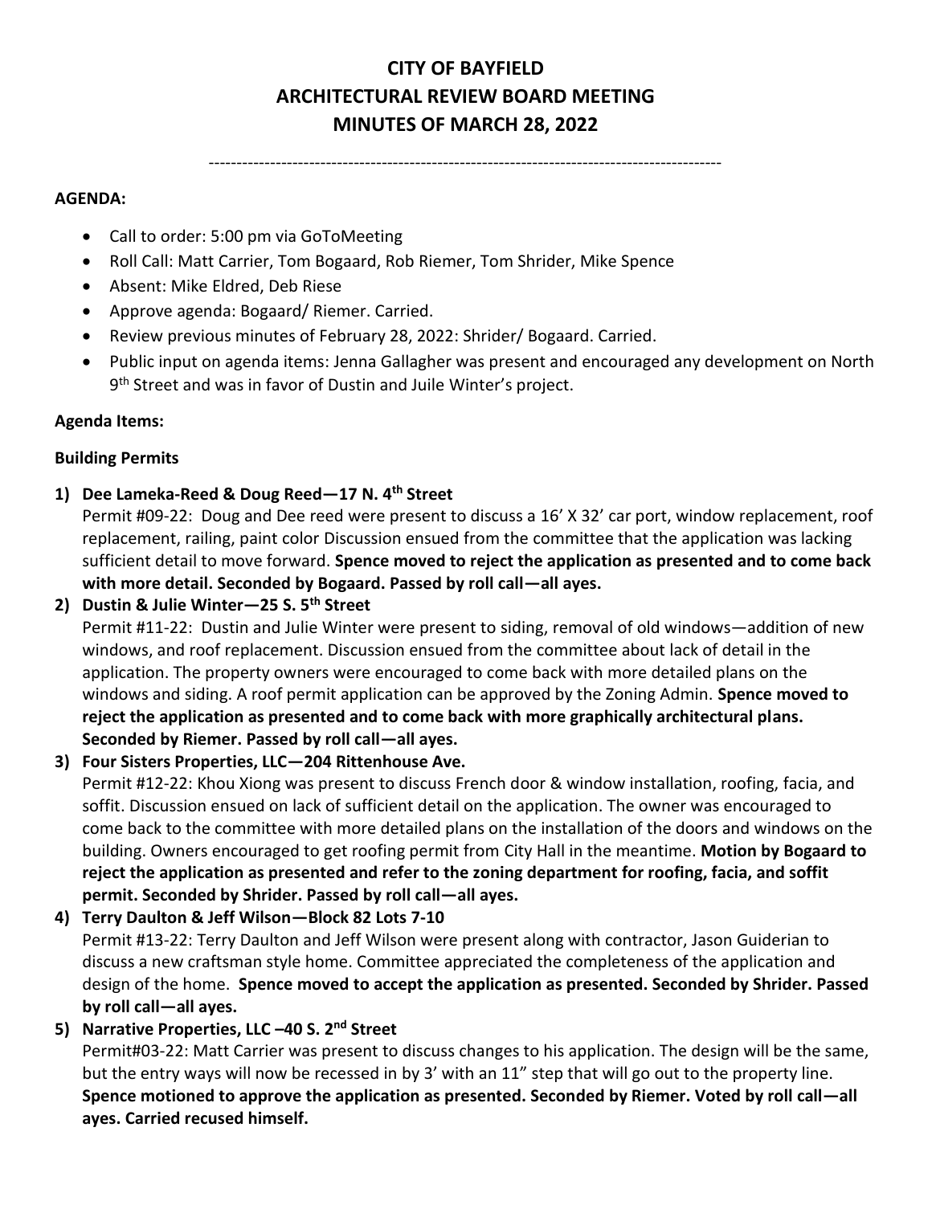# CITY OF BAYFIELD
# ARCHITECTURAL REVIEW BOARD MEETING
# MINUTES OF MARCH 28, 2022

---

**AGENDA:**

- Call to order: 5:00 pm via GoToMeeting
- Roll Call: Matt Carrier, Tom Bogaard, Rob Riemer, Tom Shrider, Mike Spence
- Absent: Mike Eldred, Deb Riese
- Approve agenda: Bogaard/ Riemer. Carried.
- Review previous minutes of February 28, 2022: Shrider/ Bogaard. Carried.
- Public input on agenda items: Jenna Gallagher was present and encouraged any development on North 9th Street and was in favor of Dustin and Juile Winter's project.

**Agenda Items:**

**Building Permits**

1) **Dee Lameka-Reed & Doug Reed—17 N. 4th Street**
   Permit #09-22: Doug and Dee reed were present to discuss a 16' X 32' car port, window replacement, roof replacement, railing, paint color Discussion ensued from the committee that the application was lacking sufficient detail to move forward. **Spence moved to reject the application as presented and to come back with more detail. Seconded by Bogaard. Passed by roll call—all ayes.**

2) **Dustin & Julie Winter—25 S. 5th Street**
   Permit #11-22: Dustin and Julie Winter were present to siding, removal of old windows—addition of new windows, and roof replacement. Discussion ensued from the committee about lack of detail in the application. The property owners were encouraged to come back with more detailed plans on the windows and siding. A roof permit application can be approved by the Zoning Admin. **Spence moved to reject the application as presented and to come back with more graphically architectural plans. Seconded by Riemer. Passed by roll call—all ayes.**

3) **Four Sisters Properties, LLC—204 Rittenhouse Ave.**
   Permit #12-22: Khou Xiong was present to discuss French door & window installation, roofing, facia, and soffit. Discussion ensued on lack of sufficient detail on the application. The owner was encouraged to come back to the committee with more detailed plans on the installation of the doors and windows on the building. Owners encouraged to get roofing permit from City Hall in the meantime. **Motion by Bogaard to reject the application as presented and refer to the zoning department for roofing, facia, and soffit permit. Seconded by Shrider. Passed by roll call—all ayes.**

4) **Terry Daulton & Jeff Wilson—Block 82 Lots 7-10**
   Permit #13-22: Terry Daulton and Jeff Wilson were present along with contractor, Jason Guiderian to discuss a new craftsman style home. Committee appreciated the completeness of the application and design of the home. **Spence moved to accept the application as presented. Seconded by Shrider. Passed by roll call—all ayes.**

5) **Narrative Properties, LLC –40 S. 2nd Street**
   Permit#03-22: Matt Carrier was present to discuss changes to his application. The design will be the same, but the entry ways will now be recessed in by 3' with an 11" step that will go out to the property line. **Spence motioned to approve the application as presented. Seconded by Riemer. Voted by roll call—all ayes. Carried recused himself.**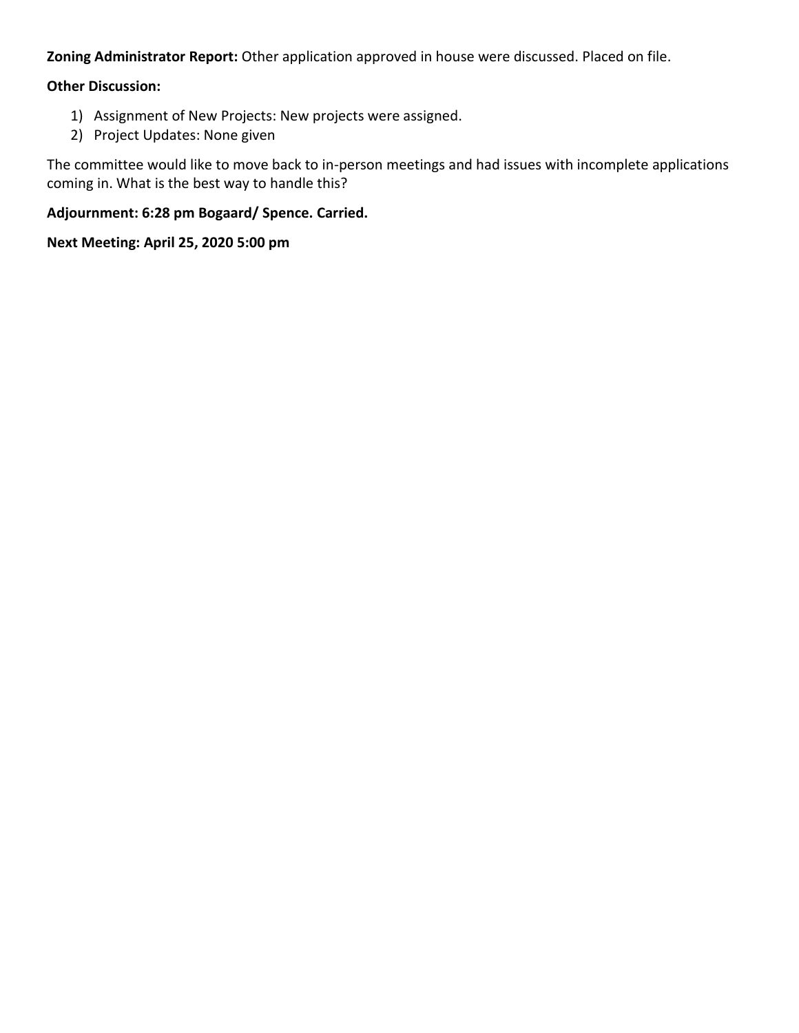**Zoning Administrator Report:** Other application approved in house were discussed. Placed on file.

**Other Discussion:**

1) Assignment of New Projects: New projects were assigned.
2) Project Updates: None given

The committee would like to move back to in-person meetings and had issues with incomplete applications coming in. What is the best way to handle this?

**Adjournment: 6:28 pm Bogaard/ Spence. Carried.**

**Next Meeting: April 25, 2020 5:00 pm**